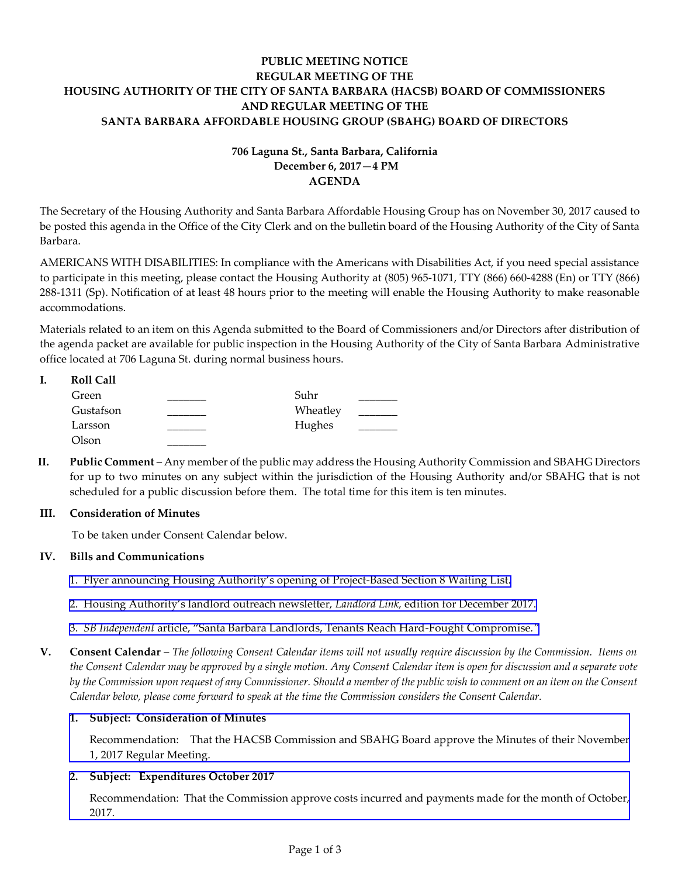**PUBLIC MEETING NOTICE**
**REGULAR MEETING OF THE**
**HOUSING AUTHORITY OF THE CITY OF SANTA BARBARA (HACSB) BOARD OF COMMISSIONERS**
**AND REGULAR MEETING OF THE**
**SANTA BARBARA AFFORDABLE HOUSING GROUP (SBAHG) BOARD OF DIRECTORS**

**706 Laguna St., Santa Barbara, California**
**December 6, 2017—4 PM**
**AGENDA**

The Secretary of the Housing Authority and Santa Barbara Affordable Housing Group has on November 30, 2017 caused to be posted this agenda in the Office of the City Clerk and on the bulletin board of the Housing Authority of the City of Santa Barbara.

AMERICANS WITH DISABILITIES: In compliance with the Americans with Disabilities Act, if you need special assistance to participate in this meeting, please contact the Housing Authority at (805) 965-1071, TTY (866) 660-4288 (En) or TTY (866) 288-1311 (Sp). Notification of at least 48 hours prior to the meeting will enable the Housing Authority to make reasonable accommodations.

Materials related to an item on this Agenda submitted to the Board of Commissioners and/or Directors after distribution of the agenda packet are available for public inspection in the Housing Authority of the City of Santa Barbara Administrative office located at 706 Laguna St. during normal business hours.

**I. Roll Call**

| | | | |
|---|---|---|---|
| Green | _______ | Suhr | _______ |
| Gustafson | _______ | Wheatley | _______ |
| Larsson | _______ | Hughes | _______ |
| Olson | _______ | | |

**II. Public Comment** – Any member of the public may address the Housing Authority Commission and SBAHG Directors for up to two minutes on any subject within the jurisdiction of the Housing Authority and/or SBAHG that is not scheduled for a public discussion before them. The total time for this item is ten minutes.

**III. Consideration of Minutes**

To be taken under Consent Calendar below.

**IV. Bills and Communications**

1. Flyer announcing Housing Authority's opening of Project-Based Section 8 Waiting List.

2. Housing Authority's landlord outreach newsletter, *Landlord Link,* edition for December 2017.

3. *SB Independent* article, "Santa Barbara Landlords, Tenants Reach Hard-Fought Compromise."

**V. Consent Calendar** – *The following Consent Calendar items will not usually require discussion by the Commission. Items on the Consent Calendar may be approved by a single motion. Any Consent Calendar item is open for discussion and a separate vote by the Commission upon request of any Commissioner. Should a member of the public wish to comment on an item on the Consent Calendar below, please come forward to speak at the time the Commission considers the Consent Calendar.*

**1. Subject: Consideration of Minutes**

Recommendation: That the HACSB Commission and SBAHG Board approve the Minutes of their November 1, 2017 Regular Meeting.

**2. Subject: Expenditures October 2017**

Recommendation: That the Commission approve costs incurred and payments made for the month of October, 2017.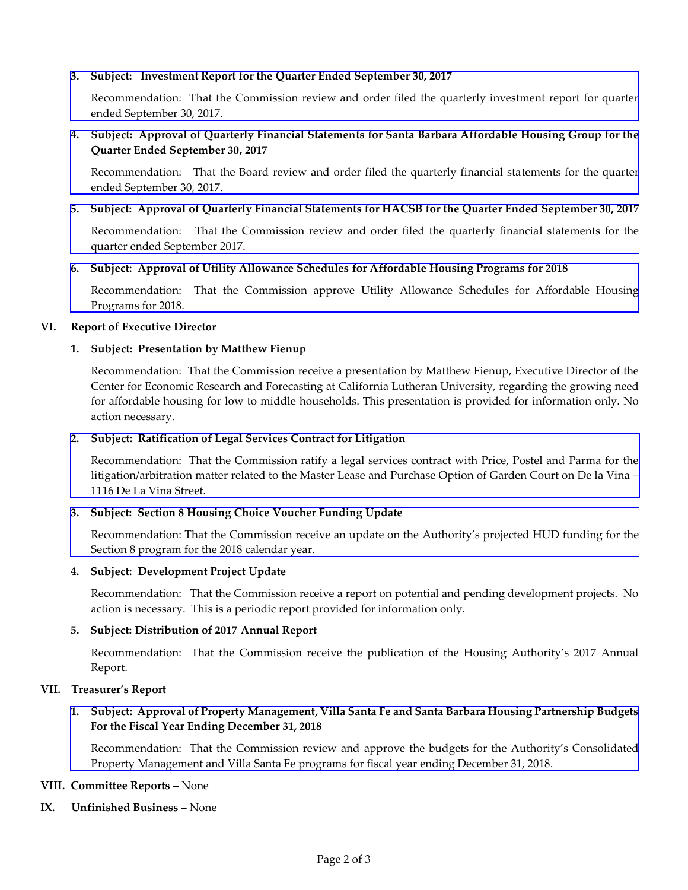3. **Subject: Investment Report for the Quarter Ended September 30, 2017**

   Recommendation: That the Commission review and order filed the quarterly investment report for quarter ended September 30, 2017.

4. **Subject: Approval of Quarterly Financial Statements for Santa Barbara Affordable Housing Group for the Quarter Ended September 30, 2017**

   Recommendation: That the Board review and order filed the quarterly financial statements for the quarter ended September 30, 2017.

5. **Subject: Approval of Quarterly Financial Statements for HACSB for the Quarter Ended September 30, 2017**

   Recommendation: That the Commission review and order filed the quarterly financial statements for the quarter ended September 2017.

6. **Subject: Approval of Utility Allowance Schedules for Affordable Housing Programs for 2018**

   Recommendation: That the Commission approve Utility Allowance Schedules for Affordable Housing Programs for 2018.

## VI. Report of Executive Director

1. **Subject: Presentation by Matthew Fienup**

   Recommendation: That the Commission receive a presentation by Matthew Fienup, Executive Director of the Center for Economic Research and Forecasting at California Lutheran University, regarding the growing need for affordable housing for low to middle households. This presentation is provided for information only. No action necessary.

2. **Subject: Ratification of Legal Services Contract for Litigation**

   Recommendation: That the Commission ratify a legal services contract with Price, Postel and Parma for the litigation/arbitration matter related to the Master Lease and Purchase Option of Garden Court on De la Vina – 1116 De La Vina Street.

3. **Subject: Section 8 Housing Choice Voucher Funding Update**

   Recommendation: That the Commission receive an update on the Authority's projected HUD funding for the Section 8 program for the 2018 calendar year.

4. **Subject: Development Project Update**

   Recommendation: That the Commission receive a report on potential and pending development projects. No action is necessary. This is a periodic report provided for information only.

5. **Subject: Distribution of 2017 Annual Report**

   Recommendation: That the Commission receive the publication of the Housing Authority's 2017 Annual Report.

## VII. Treasurer's Report

1. **Subject: Approval of Property Management, Villa Santa Fe and Santa Barbara Housing Partnership Budgets For the Fiscal Year Ending December 31, 2018**

   Recommendation: That the Commission review and approve the budgets for the Authority's Consolidated Property Management and Villa Santa Fe programs for fiscal year ending December 31, 2018.

## VIII. Committee Reports – None

## IX. Unfinished Business – None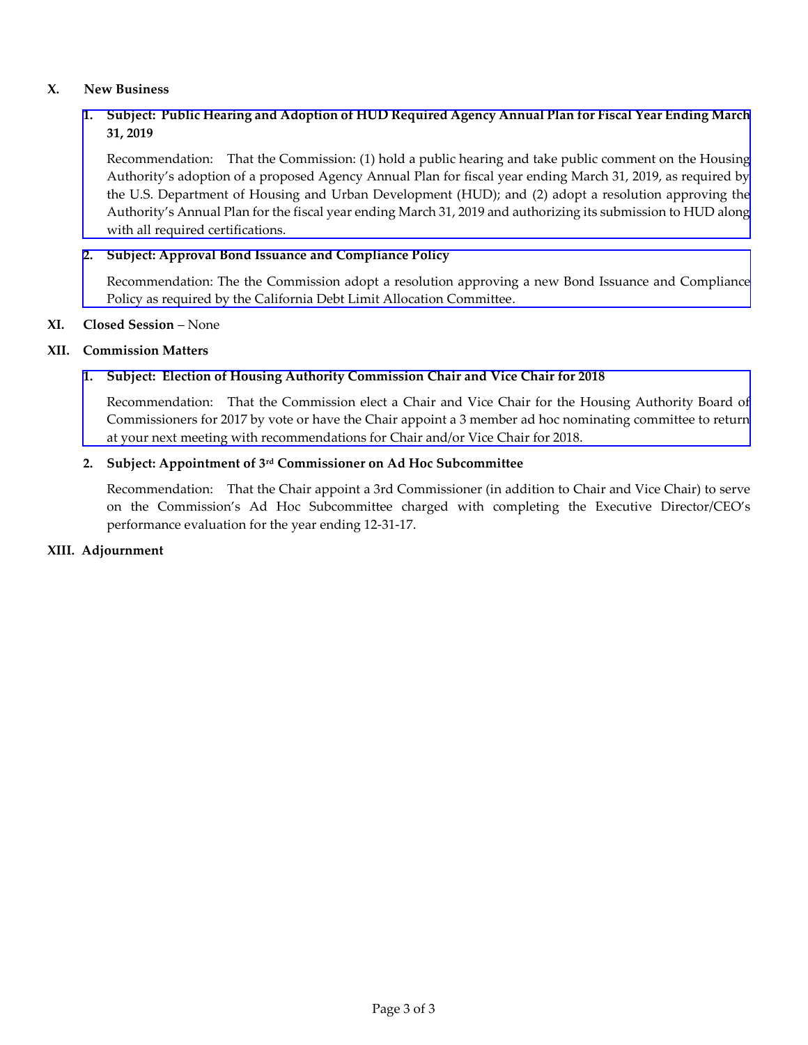**X. New Business**

1. **Subject: Public Hearing and Adoption of HUD Required Agency Annual Plan for Fiscal Year Ending March 31, 2019**

   Recommendation: That the Commission: (1) hold a public hearing and take public comment on the Housing Authority's adoption of a proposed Agency Annual Plan for fiscal year ending March 31, 2019, as required by the U.S. Department of Housing and Urban Development (HUD); and (2) adopt a resolution approving the Authority's Annual Plan for the fiscal year ending March 31, 2019 and authorizing its submission to HUD along with all required certifications.

2. **Subject: Approval Bond Issuance and Compliance Policy**

   Recommendation: The the Commission adopt a resolution approving a new Bond Issuance and Compliance Policy as required by the California Debt Limit Allocation Committee.

**XI. Closed Session** – None

**XII. Commission Matters**

1. **Subject: Election of Housing Authority Commission Chair and Vice Chair for 2018**

   Recommendation: That the Commission elect a Chair and Vice Chair for the Housing Authority Board of Commissioners for 2017 by vote or have the Chair appoint a 3 member ad hoc nominating committee to return at your next meeting with recommendations for Chair and/or Vice Chair for 2018.

2. **Subject: Appointment of 3rd Commissioner on Ad Hoc Subcommittee**

   Recommendation: That the Chair appoint a 3rd Commissioner (in addition to Chair and Vice Chair) to serve on the Commission's Ad Hoc Subcommittee charged with completing the Executive Director/CEO's performance evaluation for the year ending 12-31-17.

**XIII. Adjournment**